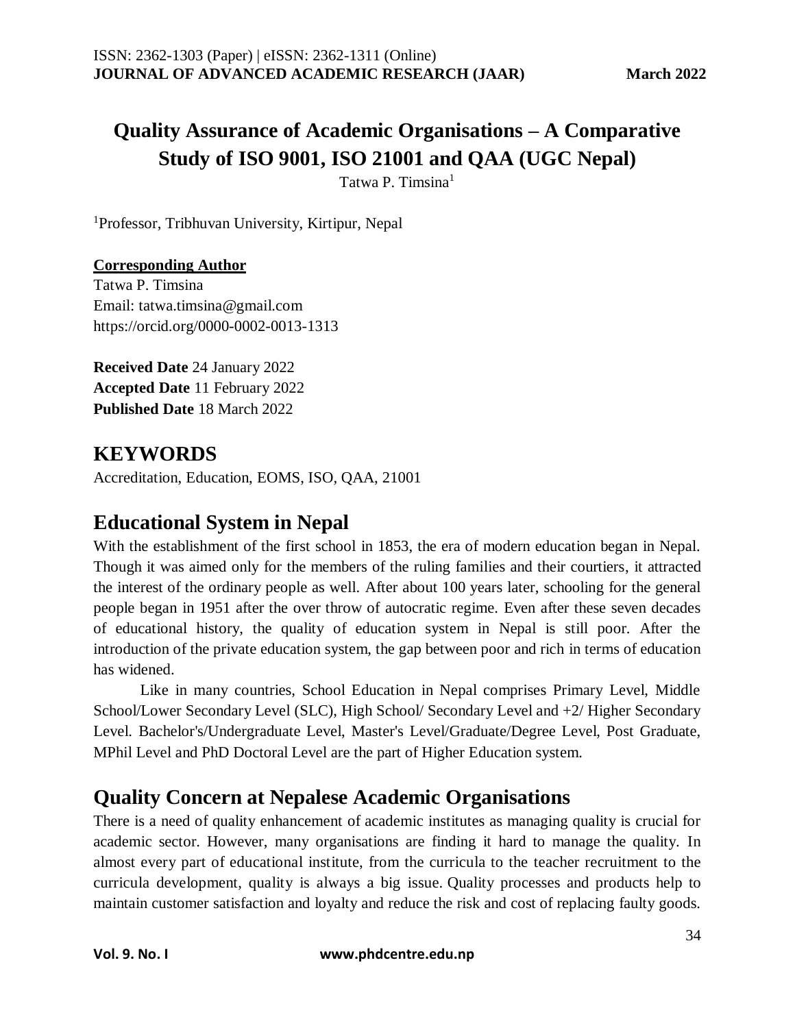# Quality Assurance of Academic Organisations – A Comparative Study of ISO 9001, ISO 21001 and QAA (UGC Nepal)

Tatwa P. Timsina[1]

[1]Professor, Tribhuvan University, Kirtipur, Nepal

**Corresponding Author**

Tatwa P. Timsina
Email: tatwa.timsina@gmail.com
https://orcid.org/0000-0002-0013-1313

**Received Date** 24 January 2022
**Accepted Date** 11 February 2022
**Published Date** 18 March 2022

## KEYWORDS

Accreditation, Education, EOMS, ISO, QAA, 21001

## Educational System in Nepal

With the establishment of the first school in 1853, the era of modern education began in Nepal. Though it was aimed only for the members of the ruling families and their courtiers, it attracted the interest of the ordinary people as well. After about 100 years later, schooling for the general people began in 1951 after the over throw of autocratic regime. Even after these seven decades of educational history, the quality of education system in Nepal is still poor. After the introduction of the private education system, the gap between poor and rich in terms of education has widened.

Like in many countries, School Education in Nepal comprises Primary Level, Middle School/Lower Secondary Level (SLC), High School/ Secondary Level and +2/ Higher Secondary Level. Bachelor's/Undergraduate Level, Master's Level/Graduate/Degree Level, Post Graduate, MPhil Level and PhD Doctoral Level are the part of Higher Education system.

## Quality Concern at Nepalese Academic Organisations

There is a need of quality enhancement of academic institutes as managing quality is crucial for academic sector. However, many organisations are finding it hard to manage the quality. In almost every part of educational institute, from the curricula to the teacher recruitment to the curricula development, quality is always a big issue. Quality processes and products help to maintain customer satisfaction and loyalty and reduce the risk and cost of replacing faulty goods.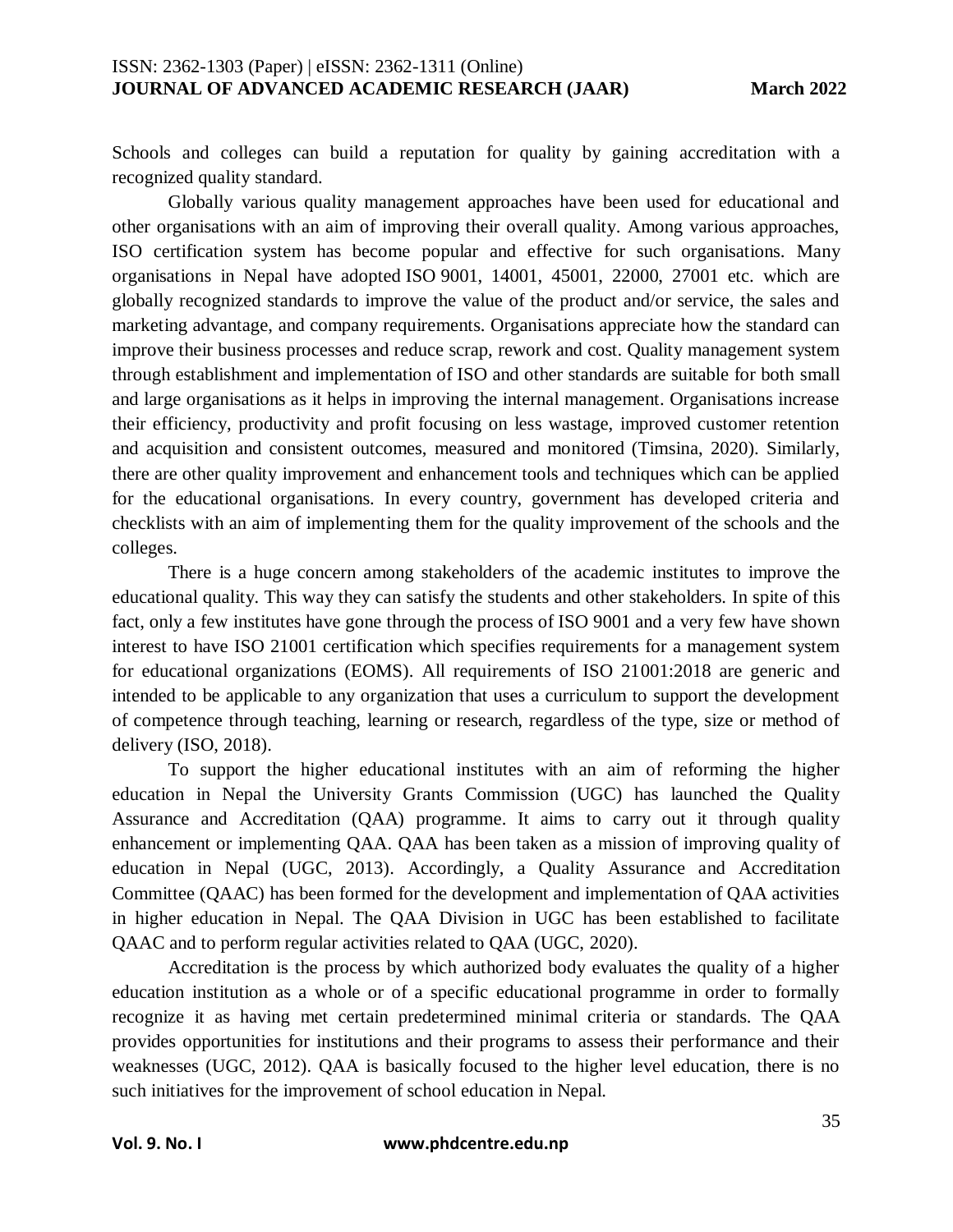Schools and colleges can build a reputation for quality by gaining accreditation with a recognized quality standard.

Globally various quality management approaches have been used for educational and other organisations with an aim of improving their overall quality. Among various approaches, ISO certification system has become popular and effective for such organisations. Many organisations in Nepal have adopted ISO 9001, 14001, 45001, 22000, 27001 etc. which are globally recognized standards to improve the value of the product and/or service, the sales and marketing advantage, and company requirements. Organisations appreciate how the standard can improve their business processes and reduce scrap, rework and cost. Quality management system through establishment and implementation of ISO and other standards are suitable for both small and large organisations as it helps in improving the internal management. Organisations increase their efficiency, productivity and profit focusing on less wastage, improved customer retention and acquisition and consistent outcomes, measured and monitored (Timsina, 2020). Similarly, there are other quality improvement and enhancement tools and techniques which can be applied for the educational organisations. In every country, government has developed criteria and checklists with an aim of implementing them for the quality improvement of the schools and the colleges.

There is a huge concern among stakeholders of the academic institutes to improve the educational quality. This way they can satisfy the students and other stakeholders. In spite of this fact, only a few institutes have gone through the process of ISO 9001 and a very few have shown interest to have ISO 21001 certification which specifies requirements for a management system for educational organizations (EOMS). All requirements of ISO 21001:2018 are generic and intended to be applicable to any organization that uses a curriculum to support the development of competence through teaching, learning or research, regardless of the type, size or method of delivery (ISO, 2018).

To support the higher educational institutes with an aim of reforming the higher education in Nepal the University Grants Commission (UGC) has launched the Quality Assurance and Accreditation (QAA) programme. It aims to carry out it through quality enhancement or implementing QAA. QAA has been taken as a mission of improving quality of education in Nepal (UGC, 2013). Accordingly, a Quality Assurance and Accreditation Committee (QAAC) has been formed for the development and implementation of QAA activities in higher education in Nepal. The QAA Division in UGC has been established to facilitate QAAC and to perform regular activities related to QAA (UGC, 2020).

Accreditation is the process by which authorized body evaluates the quality of a higher education institution as a whole or of a specific educational programme in order to formally recognize it as having met certain predetermined minimal criteria or standards. The QAA provides opportunities for institutions and their programs to assess their performance and their weaknesses (UGC, 2012). QAA is basically focused to the higher level education, there is no such initiatives for the improvement of school education in Nepal.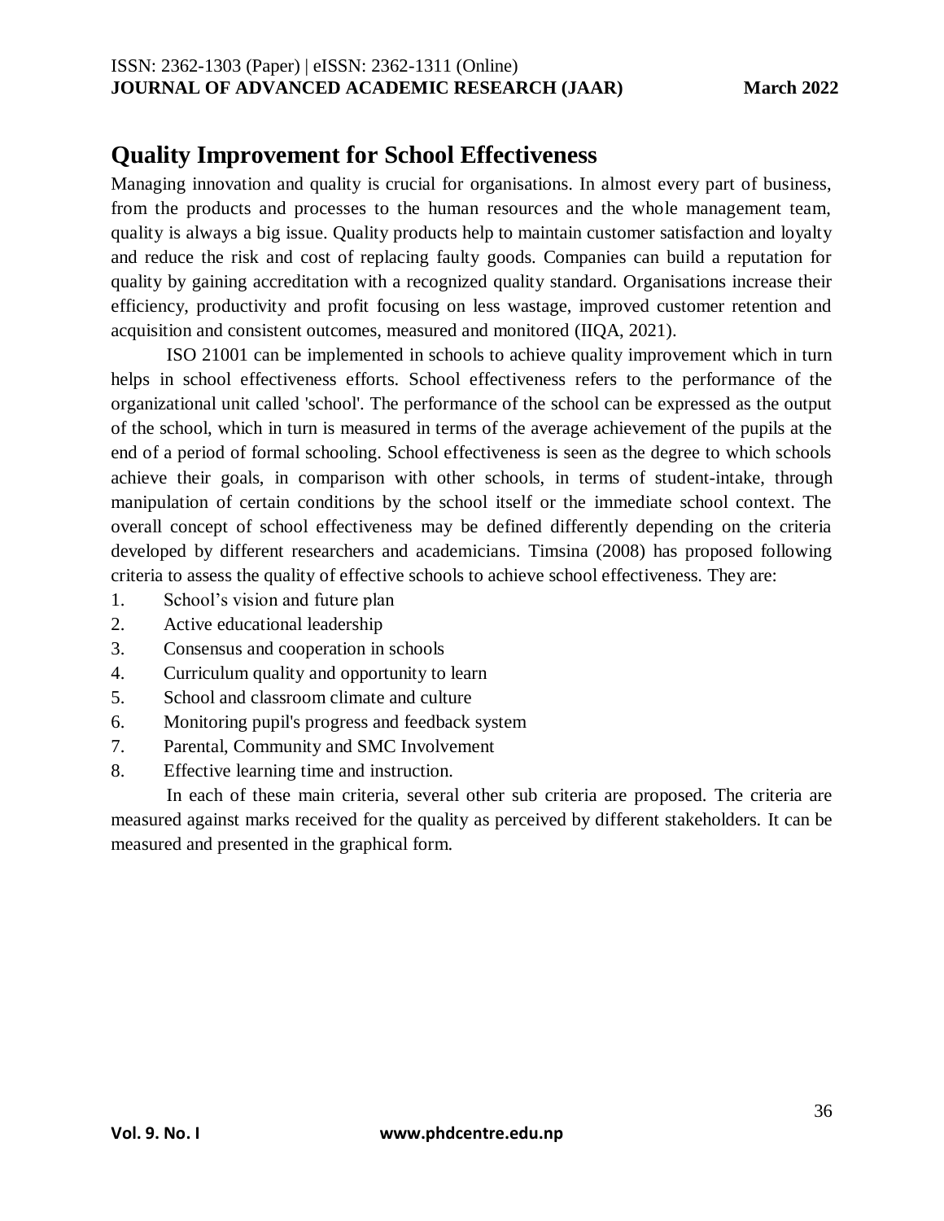## Quality Improvement for School Effectiveness

Managing innovation and quality is crucial for organisations. In almost every part of business, from the products and processes to the human resources and the whole management team, quality is always a big issue. Quality products help to maintain customer satisfaction and loyalty and reduce the risk and cost of replacing faulty goods. Companies can build a reputation for quality by gaining accreditation with a recognized quality standard. Organisations increase their efficiency, productivity and profit focusing on less wastage, improved customer retention and acquisition and consistent outcomes, measured and monitored (IIQA, 2021).

ISO 21001 can be implemented in schools to achieve quality improvement which in turn helps in school effectiveness efforts. School effectiveness refers to the performance of the organizational unit called 'school'. The performance of the school can be expressed as the output of the school, which in turn is measured in terms of the average achievement of the pupils at the end of a period of formal schooling. School effectiveness is seen as the degree to which schools achieve their goals, in comparison with other schools, in terms of student-intake, through manipulation of certain conditions by the school itself or the immediate school context. The overall concept of school effectiveness may be defined differently depending on the criteria developed by different researchers and academicians. Timsina (2008) has proposed following criteria to assess the quality of effective schools to achieve school effectiveness. They are:

1. School's vision and future plan
2. Active educational leadership
3. Consensus and cooperation in schools
4. Curriculum quality and opportunity to learn
5. School and classroom climate and culture
6. Monitoring pupil's progress and feedback system
7. Parental, Community and SMC Involvement
8. Effective learning time and instruction.

In each of these main criteria, several other sub criteria are proposed. The criteria are measured against marks received for the quality as perceived by different stakeholders. It can be measured and presented in the graphical form.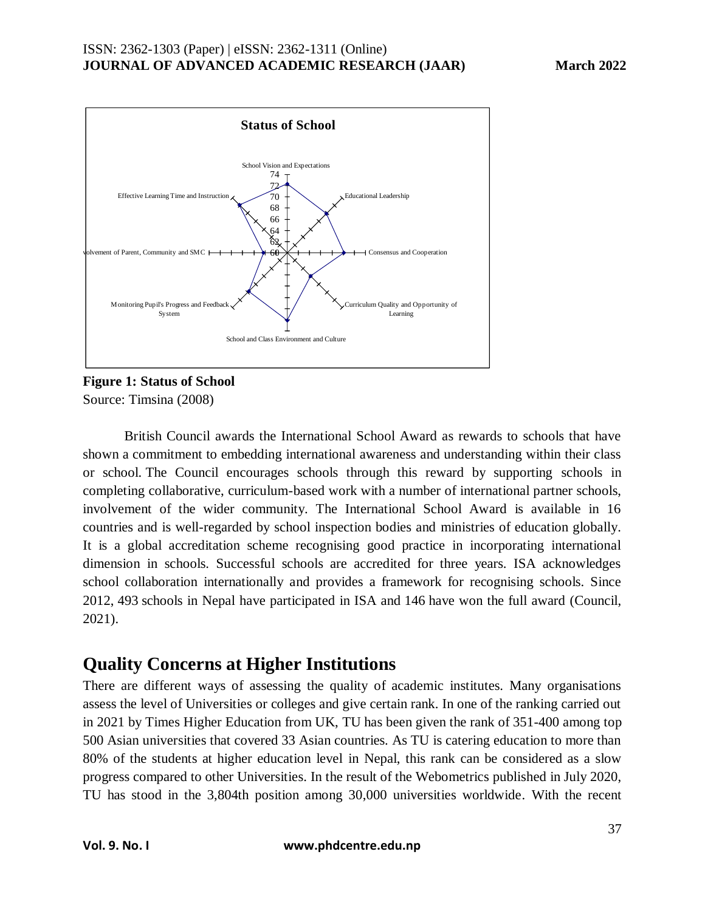**Figure 1: Status of School**
Source: Timsina (2008)

British Council awards the International School Award as rewards to schools that have shown a commitment to embedding international awareness and understanding within their class or school. The Council encourages schools through this reward by supporting schools in completing collaborative, curriculum-based work with a number of international partner schools, involvement of the wider community. The International School Award is available in 16 countries and is well-regarded by school inspection bodies and ministries of education globally. It is a global accreditation scheme recognising good practice in incorporating international dimension in schools. Successful schools are accredited for three years. ISA acknowledges school collaboration internationally and provides a framework for recognising schools. Since 2012, 493 schools in Nepal have participated in ISA and 146 have won the full award (Council, 2021).

## Quality Concerns at Higher Institutions

There are different ways of assessing the quality of academic institutes. Many organisations assess the level of Universities or colleges and give certain rank. In one of the ranking carried out in 2021 by Times Higher Education from UK, TU has been given the rank of 351-400 among top 500 Asian universities that covered 33 Asian countries. As TU is catering education to more than 80% of the students at higher education level in Nepal, this rank can be considered as a slow progress compared to other Universities. In the result of the Webometrics published in July 2020, TU has stood in the 3,804th position among 30,000 universities worldwide. With the recent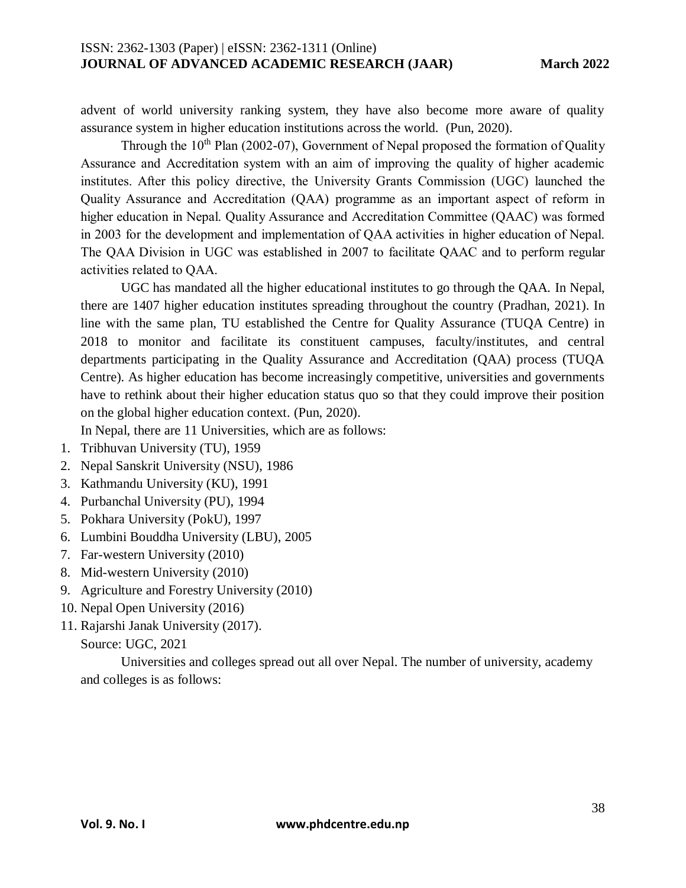advent of world university ranking system, they have also become more aware of quality assurance system in higher education institutions across the world. (Pun, 2020).

Through the 10th Plan (2002-07), Government of Nepal proposed the formation of Quality Assurance and Accreditation system with an aim of improving the quality of higher academic institutes. After this policy directive, the University Grants Commission (UGC) launched the Quality Assurance and Accreditation (QAA) programme as an important aspect of reform in higher education in Nepal. Quality Assurance and Accreditation Committee (QAAC) was formed in 2003 for the development and implementation of QAA activities in higher education of Nepal. The QAA Division in UGC was established in 2007 to facilitate QAAC and to perform regular activities related to QAA.

UGC has mandated all the higher educational institutes to go through the QAA. In Nepal, there are 1407 higher education institutes spreading throughout the country (Pradhan, 2021). In line with the same plan, TU established the Centre for Quality Assurance (TUQA Centre) in 2018 to monitor and facilitate its constituent campuses, faculty/institutes, and central departments participating in the Quality Assurance and Accreditation (QAA) process (TUQA Centre). As higher education has become increasingly competitive, universities and governments have to rethink about their higher education status quo so that they could improve their position on the global higher education context. (Pun, 2020).

In Nepal, there are 11 Universities, which are as follows:

1. Tribhuvan University (TU), 1959
2. Nepal Sanskrit University (NSU), 1986
3. Kathmandu University (KU), 1991
4. Purbanchal University (PU), 1994
5. Pokhara University (PokU), 1997
6. Lumbini Bouddha University (LBU), 2005
7. Far-western University (2010)
8. Mid-western University (2010)
9. Agriculture and Forestry University (2010)
10. Nepal Open University (2016)
11. Rajarshi Janak University (2017).

Source: UGC, 2021

Universities and colleges spread out all over Nepal. The number of university, academy and colleges is as follows: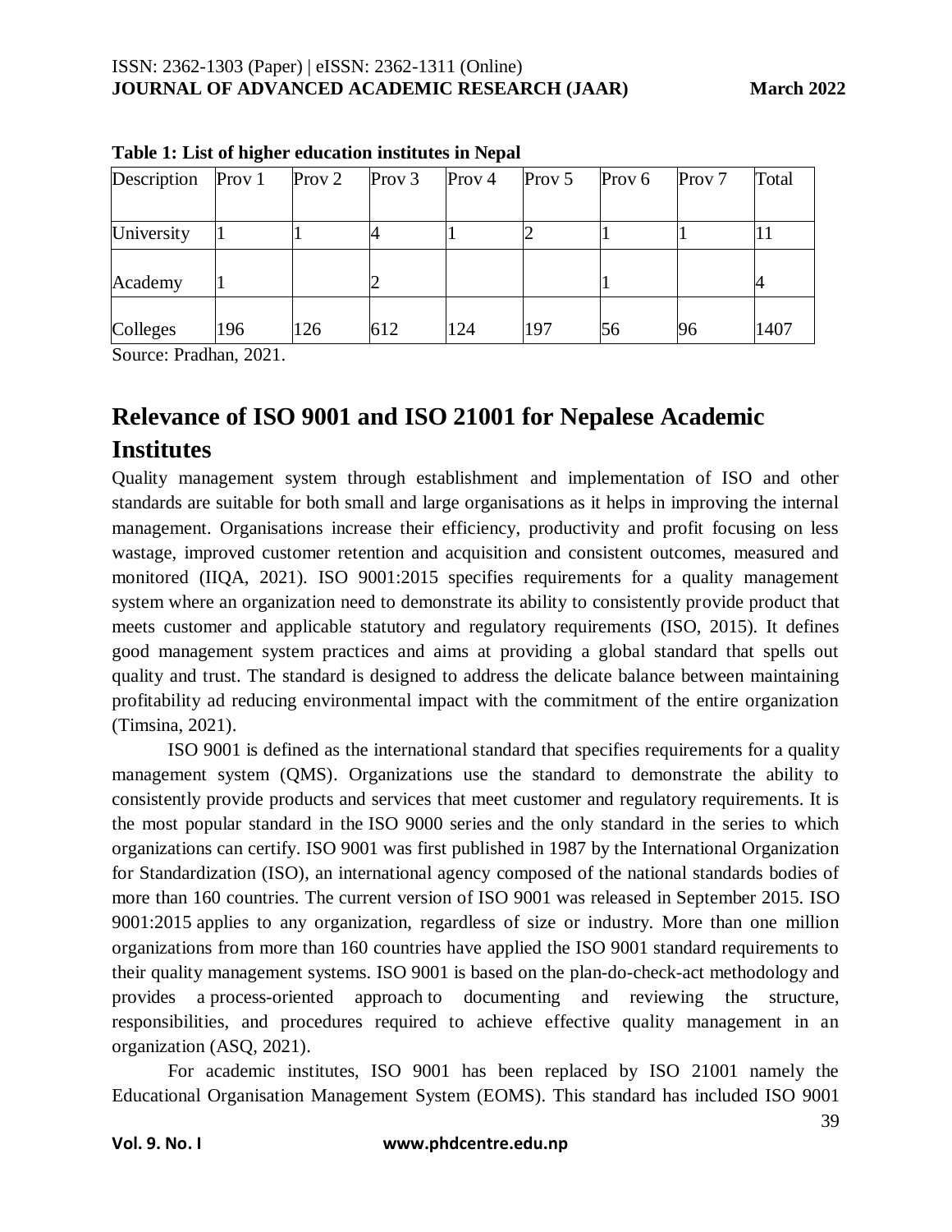**Table 1: List of higher education institutes in Nepal**

| Description | Prov 1 | Prov 2 | Prov 3 | Prov 4 | Prov 5 | Prov 6 | Prov 7 | Total |
|---|---|---|---|---|---|---|---|---|
| University | 1 | 1 | 4 | 1 | 2 | 1 | 1 | 11 |
| Academy | 1 | | 2 | | | 1 | | 4 |
| Colleges | 196 | 126 | 612 | 124 | 197 | 56 | 96 | 1407 |

Source: Pradhan, 2021.

## Relevance of ISO 9001 and ISO 21001 for Nepalese Academic Institutes

Quality management system through establishment and implementation of ISO and other standards are suitable for both small and large organisations as it helps in improving the internal management. Organisations increase their efficiency, productivity and profit focusing on less wastage, improved customer retention and acquisition and consistent outcomes, measured and monitored (IIQA, 2021). ISO 9001:2015 specifies requirements for a quality management system where an organization need to demonstrate its ability to consistently provide product that meets customer and applicable statutory and regulatory requirements (ISO, 2015). It defines good management system practices and aims at providing a global standard that spells out quality and trust. The standard is designed to address the delicate balance between maintaining profitability ad reducing environmental impact with the commitment of the entire organization (Timsina, 2021).

ISO 9001 is defined as the international standard that specifies requirements for a quality management system (QMS). Organizations use the standard to demonstrate the ability to consistently provide products and services that meet customer and regulatory requirements. It is the most popular standard in the ISO 9000 series and the only standard in the series to which organizations can certify. ISO 9001 was first published in 1987 by the International Organization for Standardization (ISO), an international agency composed of the national standards bodies of more than 160 countries. The current version of ISO 9001 was released in September 2015. ISO 9001:2015 applies to any organization, regardless of size or industry. More than one million organizations from more than 160 countries have applied the ISO 9001 standard requirements to their quality management systems. ISO 9001 is based on the plan-do-check-act methodology and provides a process-oriented approach to documenting and reviewing the structure, responsibilities, and procedures required to achieve effective quality management in an organization (ASQ, 2021).

For academic institutes, ISO 9001 has been replaced by ISO 21001 namely the Educational Organisation Management System (EOMS). This standard has included ISO 9001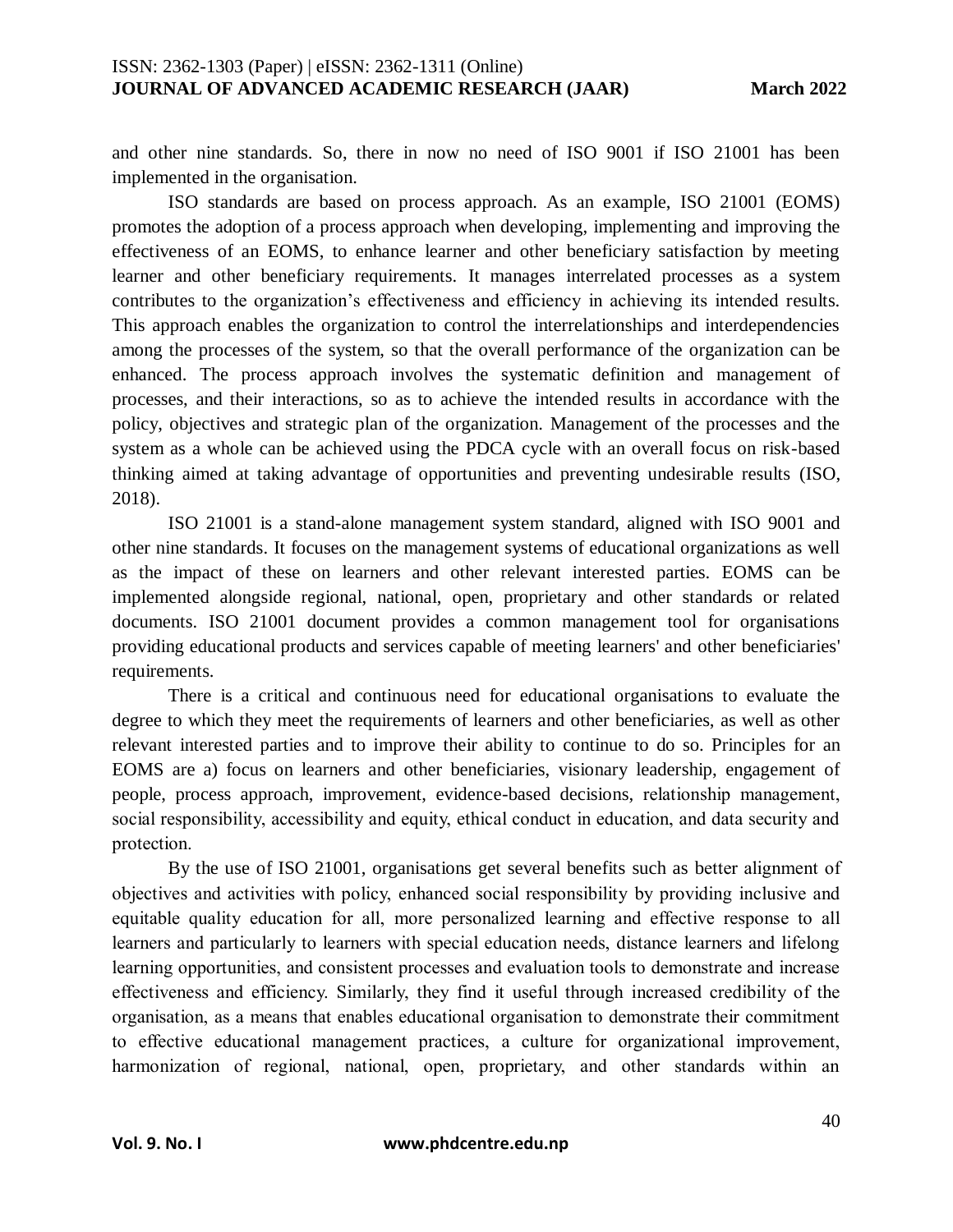and other nine standards. So, there in now no need of ISO 9001 if ISO 21001 has been implemented in the organisation.

ISO standards are based on process approach. As an example, ISO 21001 (EOMS) promotes the adoption of a process approach when developing, implementing and improving the effectiveness of an EOMS, to enhance learner and other beneficiary satisfaction by meeting learner and other beneficiary requirements. It manages interrelated processes as a system contributes to the organization's effectiveness and efficiency in achieving its intended results. This approach enables the organization to control the interrelationships and interdependencies among the processes of the system, so that the overall performance of the organization can be enhanced. The process approach involves the systematic definition and management of processes, and their interactions, so as to achieve the intended results in accordance with the policy, objectives and strategic plan of the organization. Management of the processes and the system as a whole can be achieved using the PDCA cycle with an overall focus on risk-based thinking aimed at taking advantage of opportunities and preventing undesirable results (ISO, 2018).

ISO 21001 is a stand-alone management system standard, aligned with ISO 9001 and other nine standards. It focuses on the management systems of educational organizations as well as the impact of these on learners and other relevant interested parties. EOMS can be implemented alongside regional, national, open, proprietary and other standards or related documents. ISO 21001 document provides a common management tool for organisations providing educational products and services capable of meeting learners' and other beneficiaries' requirements.

There is a critical and continuous need for educational organisations to evaluate the degree to which they meet the requirements of learners and other beneficiaries, as well as other relevant interested parties and to improve their ability to continue to do so. Principles for an EOMS are a) focus on learners and other beneficiaries, visionary leadership, engagement of people, process approach, improvement, evidence-based decisions, relationship management, social responsibility, accessibility and equity, ethical conduct in education, and data security and protection.

By the use of ISO 21001, organisations get several benefits such as better alignment of objectives and activities with policy, enhanced social responsibility by providing inclusive and equitable quality education for all, more personalized learning and effective response to all learners and particularly to learners with special education needs, distance learners and lifelong learning opportunities, and consistent processes and evaluation tools to demonstrate and increase effectiveness and efficiency. Similarly, they find it useful through increased credibility of the organisation, as a means that enables educational organisation to demonstrate their commitment to effective educational management practices, a culture for organizational improvement, harmonization of regional, national, open, proprietary, and other standards within an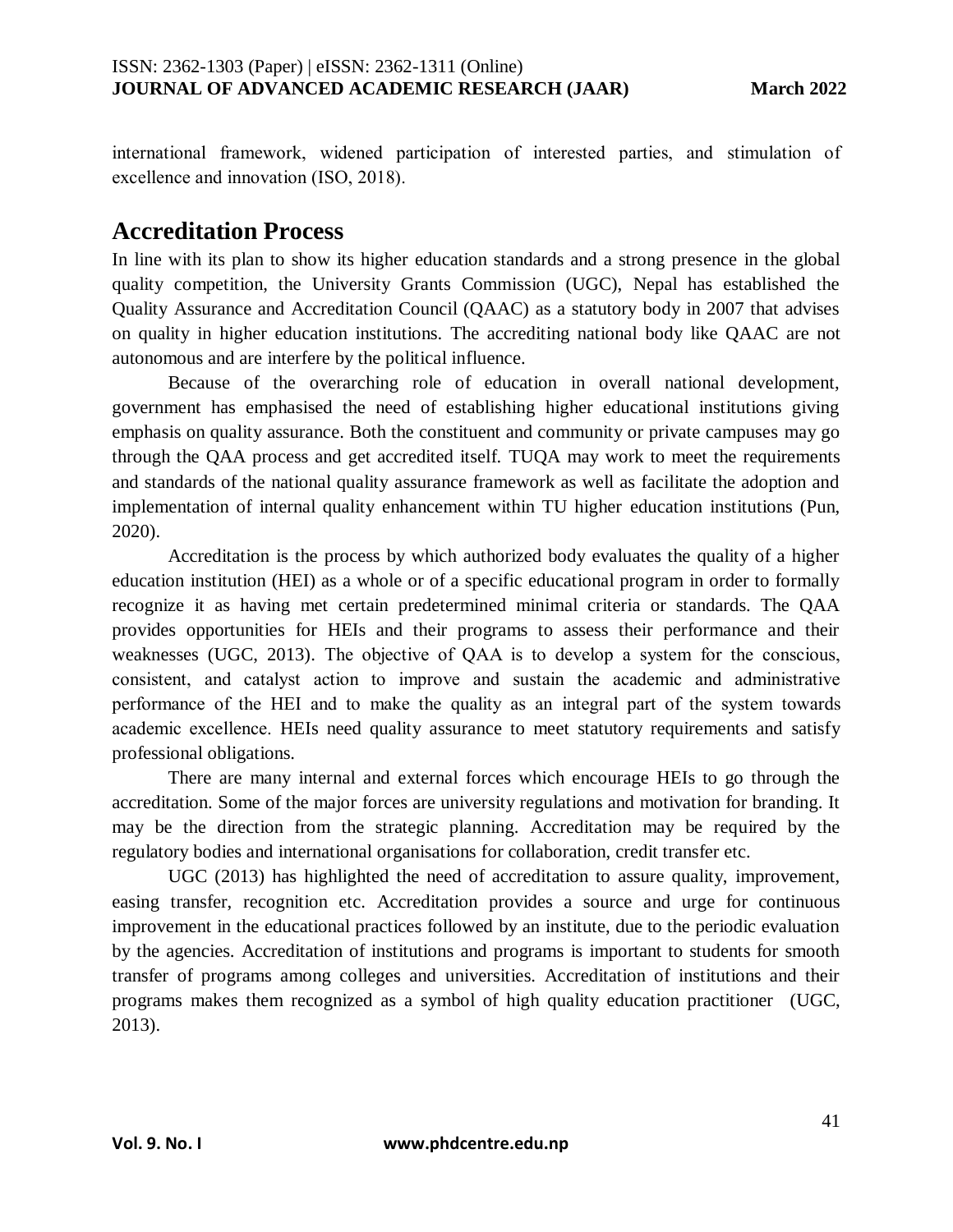international framework, widened participation of interested parties, and stimulation of excellence and innovation (ISO, 2018).

## Accreditation Process

In line with its plan to show its higher education standards and a strong presence in the global quality competition, the University Grants Commission (UGC), Nepal has established the Quality Assurance and Accreditation Council (QAAC) as a statutory body in 2007 that advises on quality in higher education institutions. The accrediting national body like QAAC are not autonomous and are interfere by the political influence.

Because of the overarching role of education in overall national development, government has emphasised the need of establishing higher educational institutions giving emphasis on quality assurance. Both the constituent and community or private campuses may go through the QAA process and get accredited itself. TUQA may work to meet the requirements and standards of the national quality assurance framework as well as facilitate the adoption and implementation of internal quality enhancement within TU higher education institutions (Pun, 2020).

Accreditation is the process by which authorized body evaluates the quality of a higher education institution (HEI) as a whole or of a specific educational program in order to formally recognize it as having met certain predetermined minimal criteria or standards. The QAA provides opportunities for HEIs and their programs to assess their performance and their weaknesses (UGC, 2013). The objective of QAA is to develop a system for the conscious, consistent, and catalyst action to improve and sustain the academic and administrative performance of the HEI and to make the quality as an integral part of the system towards academic excellence. HEIs need quality assurance to meet statutory requirements and satisfy professional obligations.

There are many internal and external forces which encourage HEIs to go through the accreditation. Some of the major forces are university regulations and motivation for branding. It may be the direction from the strategic planning. Accreditation may be required by the regulatory bodies and international organisations for collaboration, credit transfer etc.

UGC (2013) has highlighted the need of accreditation to assure quality, improvement, easing transfer, recognition etc. Accreditation provides a source and urge for continuous improvement in the educational practices followed by an institute, due to the periodic evaluation by the agencies. Accreditation of institutions and programs is important to students for smooth transfer of programs among colleges and universities. Accreditation of institutions and their programs makes them recognized as a symbol of high quality education practitioner (UGC, 2013).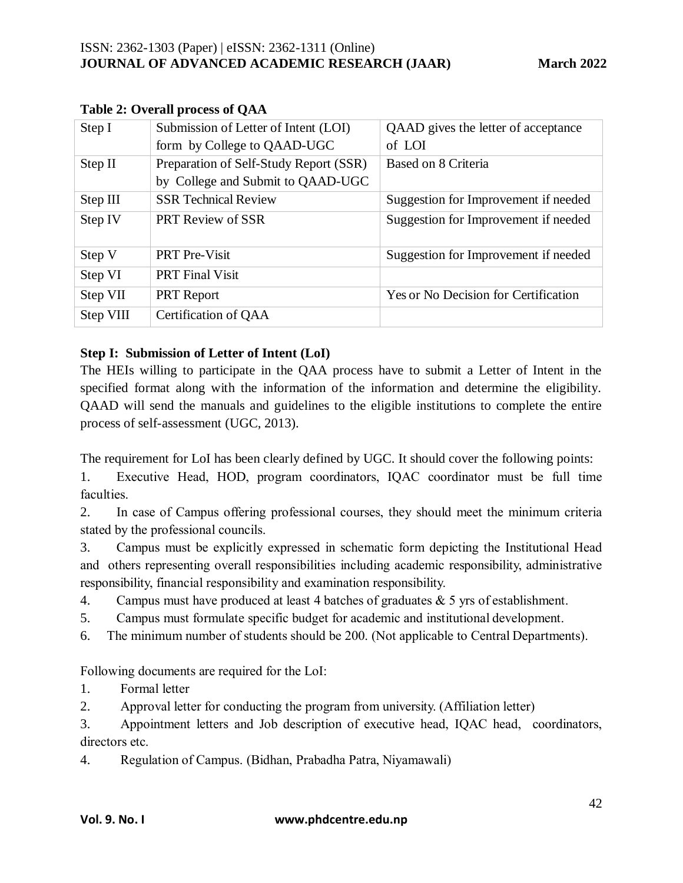**Table 2: Overall process of QAA**

| Step I | Submission of Letter of Intent (LOI) form by College to QAAD-UGC | QAAD gives the letter of acceptance of LOI |
|---|---|---|
| Step II | Preparation of Self-Study Report (SSR) by College and Submit to QAAD-UGC | Based on 8 Criteria |
| Step III | SSR Technical Review | Suggestion for Improvement if needed |
| Step IV | PRT Review of SSR | Suggestion for Improvement if needed |
| Step V | PRT Pre-Visit | Suggestion for Improvement if needed |
| Step VI | PRT Final Visit | |
| Step VII | PRT Report | Yes or No Decision for Certification |
| Step VIII | Certification of QAA | |

**Step I: Submission of Letter of Intent (LoI)**

The HEIs willing to participate in the QAA process have to submit a Letter of Intent in the specified format along with the information of the information and determine the eligibility. QAAD will send the manuals and guidelines to the eligible institutions to complete the entire process of self-assessment (UGC, 2013).

The requirement for LoI has been clearly defined by UGC. It should cover the following points:

1. Executive Head, HOD, program coordinators, IQAC coordinator must be full time faculties.
2. In case of Campus offering professional courses, they should meet the minimum criteria stated by the professional councils.
3. Campus must be explicitly expressed in schematic form depicting the Institutional Head and others representing overall responsibilities including academic responsibility, administrative responsibility, financial responsibility and examination responsibility.
4. Campus must have produced at least 4 batches of graduates & 5 yrs of establishment.
5. Campus must formulate specific budget for academic and institutional development.
6. The minimum number of students should be 200. (Not applicable to Central Departments).

Following documents are required for the LoI:

1. Formal letter
2. Approval letter for conducting the program from university. (Affiliation letter)
3. Appointment letters and Job description of executive head, IQAC head, coordinators, directors etc.
4. Regulation of Campus. (Bidhan, Prabadha Patra, Niyamawali)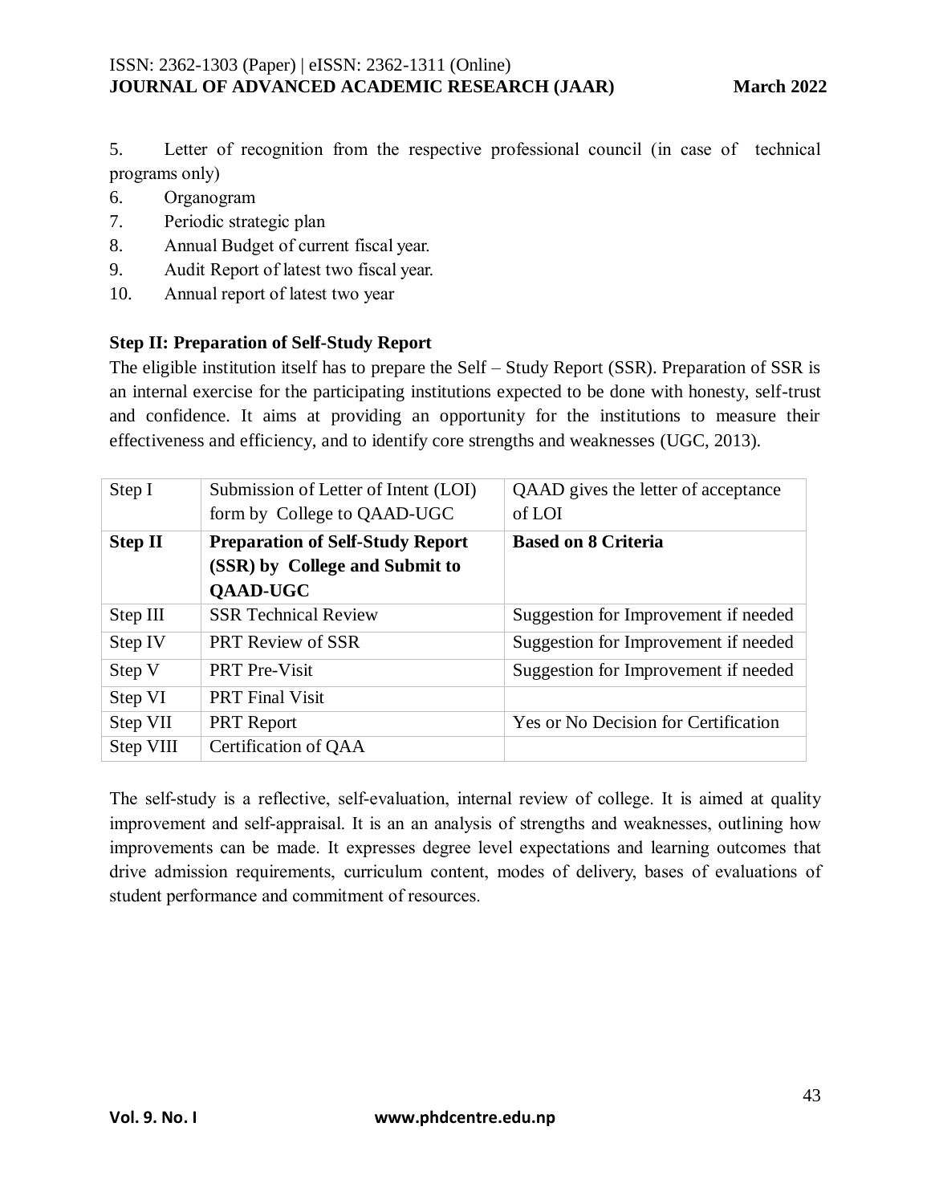5. Letter of recognition from the respective professional council (in case of technical programs only)
6. Organogram
7. Periodic strategic plan
8. Annual Budget of current fiscal year.
9. Audit Report of latest two fiscal year.
10. Annual report of latest two year

**Step II: Preparation of Self-Study Report**

The eligible institution itself has to prepare the Self – Study Report (SSR). Preparation of SSR is an internal exercise for the participating institutions expected to be done with honesty, self-trust and confidence. It aims at providing an opportunity for the institutions to measure their effectiveness and efficiency, and to identify core strengths and weaknesses (UGC, 2013).

| Step I | Submission of Letter of Intent (LOI) form by College to QAAD-UGC | QAAD gives the letter of acceptance of LOI |
|---|---|---|
| **Step II** | **Preparation of Self-Study Report (SSR) by College and Submit to QAAD-UGC** | **Based on 8 Criteria** |
| Step III | SSR Technical Review | Suggestion for Improvement if needed |
| Step IV | PRT Review of SSR | Suggestion for Improvement if needed |
| Step V | PRT Pre-Visit | Suggestion for Improvement if needed |
| Step VI | PRT Final Visit | |
| Step VII | PRT Report | Yes or No Decision for Certification |
| Step VIII | Certification of QAA | |

The self-study is a reflective, self-evaluation, internal review of college. It is aimed at quality improvement and self-appraisal. It is an an analysis of strengths and weaknesses, outlining how improvements can be made. It expresses degree level expectations and learning outcomes that drive admission requirements, curriculum content, modes of delivery, bases of evaluations of student performance and commitment of resources.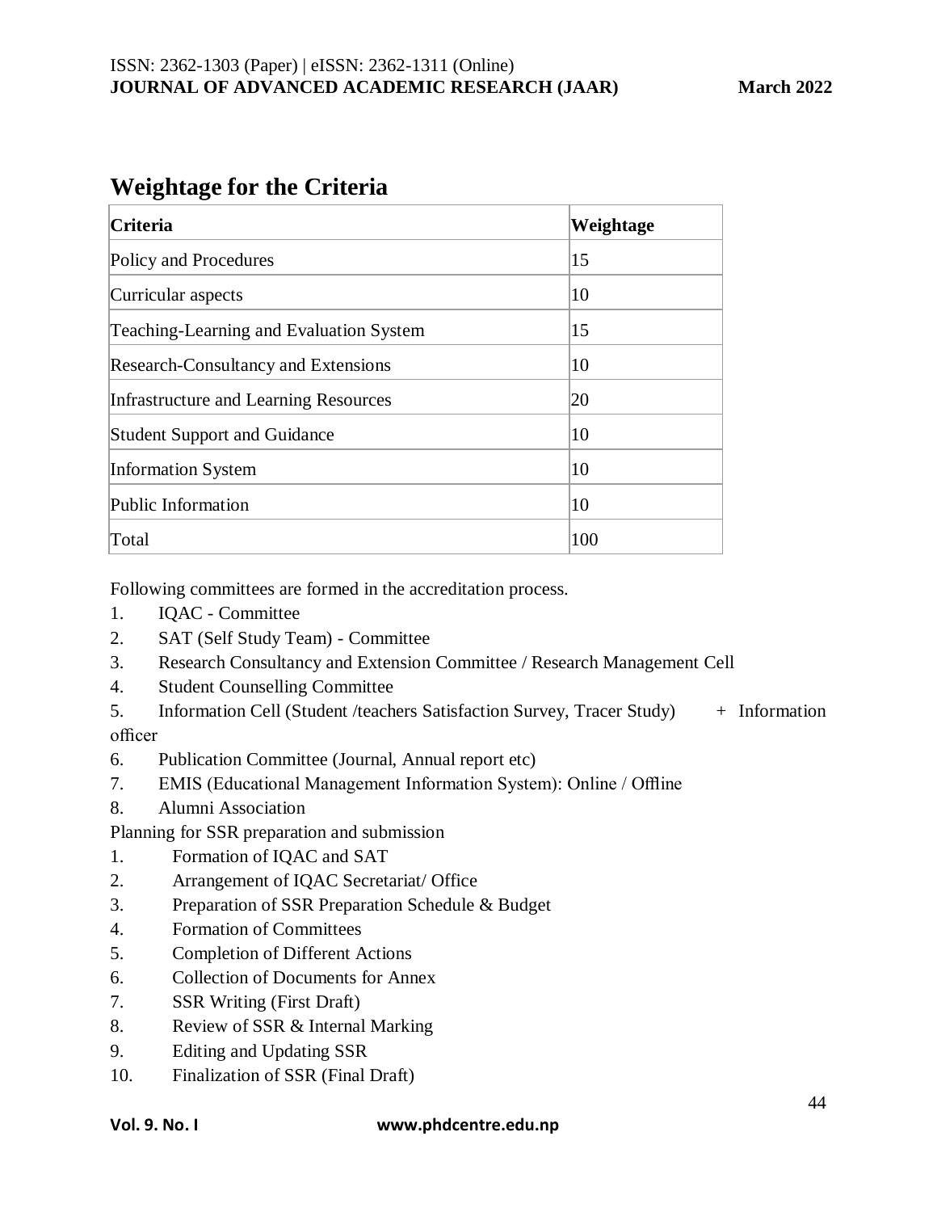## Weightage for the Criteria

| Criteria | Weightage |
|---|---|
| Policy and Procedures | 15 |
| Curricular aspects | 10 |
| Teaching-Learning and Evaluation System | 15 |
| Research-Consultancy and Extensions | 10 |
| Infrastructure and Learning Resources | 20 |
| Student Support and Guidance | 10 |
| Information System | 10 |
| Public Information | 10 |
| Total | 100 |

Following committees are formed in the accreditation process.

1. IQAC - Committee
2. SAT (Self Study Team) - Committee
3. Research Consultancy and Extension Committee / Research Management Cell
4. Student Counselling Committee
5. Information Cell (Student /teachers Satisfaction Survey, Tracer Study) + Information officer
6. Publication Committee (Journal, Annual report etc)
7. EMIS (Educational Management Information System): Online / Offline
8. Alumni Association

Planning for SSR preparation and submission

1. Formation of IQAC and SAT
2. Arrangement of IQAC Secretariat/ Office
3. Preparation of SSR Preparation Schedule & Budget
4. Formation of Committees
5. Completion of Different Actions
6. Collection of Documents for Annex
7. SSR Writing (First Draft)
8. Review of SSR & Internal Marking
9. Editing and Updating SSR
10. Finalization of SSR (Final Draft)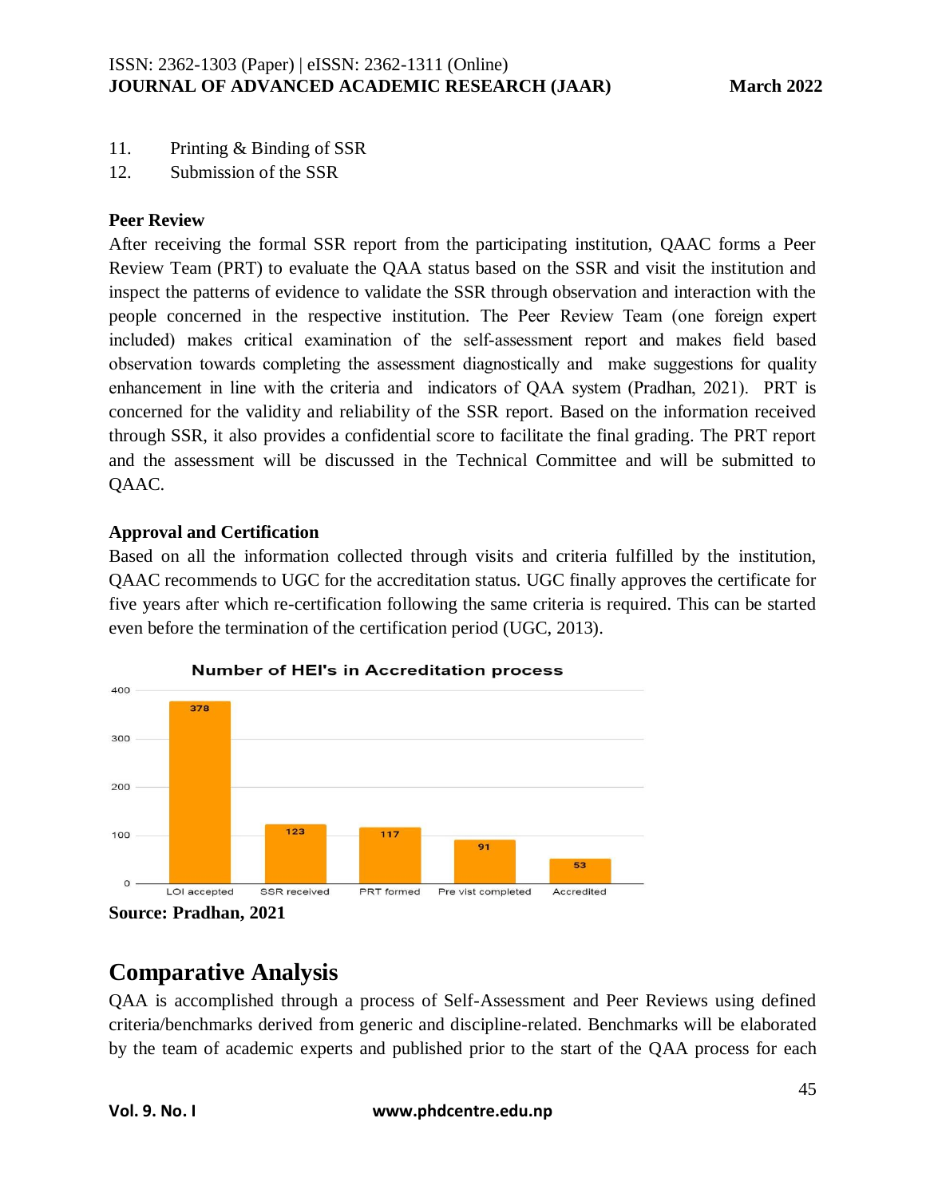11. Printing & Binding of SSR
12. Submission of the SSR

**Peer Review**

After receiving the formal SSR report from the participating institution, QAAC forms a Peer Review Team (PRT) to evaluate the QAA status based on the SSR and visit the institution and inspect the patterns of evidence to validate the SSR through observation and interaction with the people concerned in the respective institution. The Peer Review Team (one foreign expert included) makes critical examination of the self-assessment report and makes field based observation towards completing the assessment diagnostically and make suggestions for quality enhancement in line with the criteria and indicators of QAA system (Pradhan, 2021). PRT is concerned for the validity and reliability of the SSR report. Based on the information received through SSR, it also provides a confidential score to facilitate the final grading. The PRT report and the assessment will be discussed in the Technical Committee and will be submitted to QAAC.

**Approval and Certification**

Based on all the information collected through visits and criteria fulfilled by the institution, QAAC recommends to UGC for the accreditation status. UGC finally approves the certificate for five years after which re-certification following the same criteria is required. This can be started even before the termination of the certification period (UGC, 2013).

**Number of HEI's in Accreditation process**

| LOI accepted | SSR received | PRT formed | Pre vist completed | Accredited |
|---|---|---|---|---|
| 378 | 123 | 117 | 91 | 53 |

**Source: Pradhan, 2021**

## Comparative Analysis

QAA is accomplished through a process of Self-Assessment and Peer Reviews using defined criteria/benchmarks derived from generic and discipline-related. Benchmarks will be elaborated by the team of academic experts and published prior to the start of the QAA process for each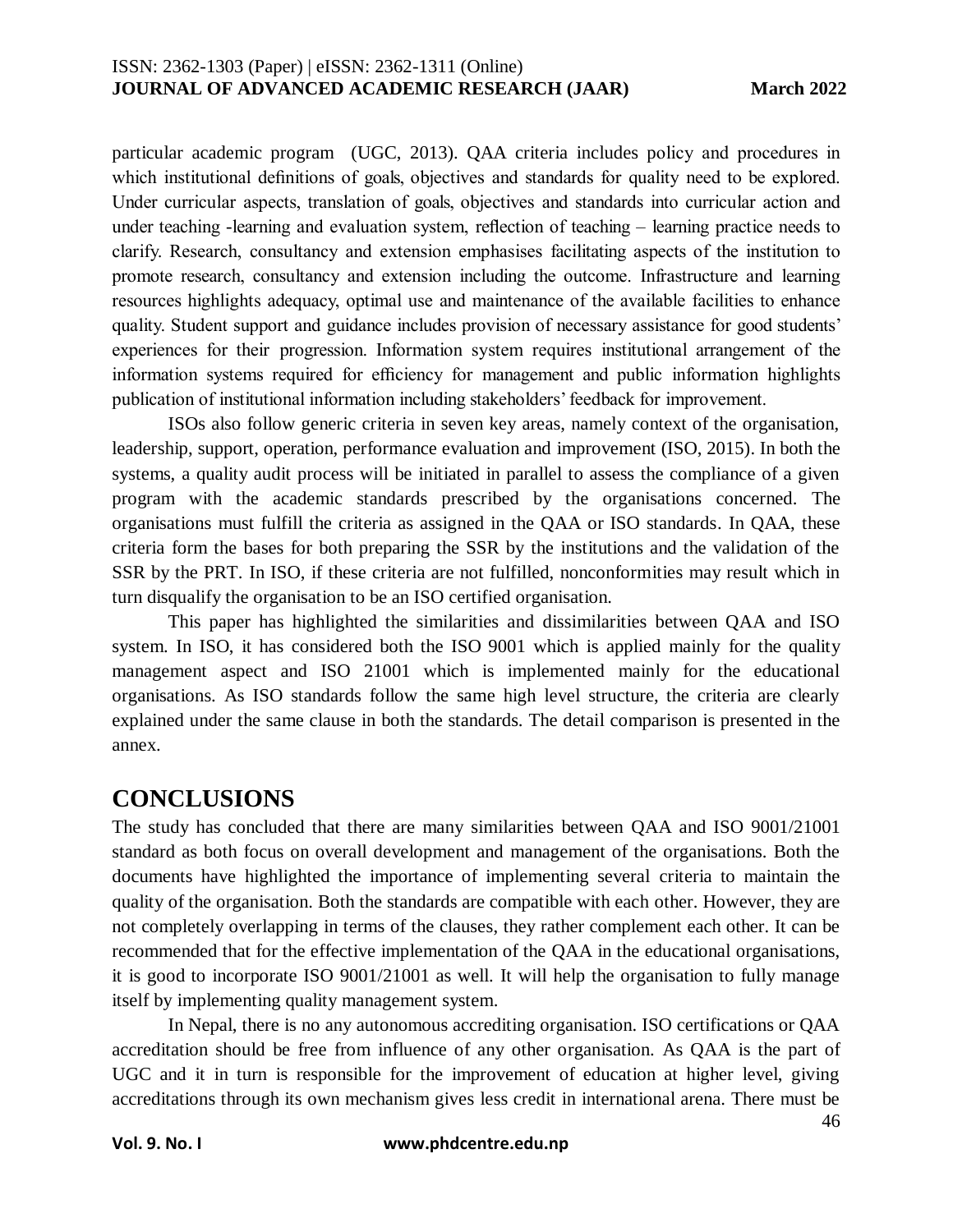particular academic program (UGC, 2013). QAA criteria includes policy and procedures in which institutional definitions of goals, objectives and standards for quality need to be explored. Under curricular aspects, translation of goals, objectives and standards into curricular action and under teaching -learning and evaluation system, reflection of teaching – learning practice needs to clarify. Research, consultancy and extension emphasises facilitating aspects of the institution to promote research, consultancy and extension including the outcome. Infrastructure and learning resources highlights adequacy, optimal use and maintenance of the available facilities to enhance quality. Student support and guidance includes provision of necessary assistance for good students' experiences for their progression. Information system requires institutional arrangement of the information systems required for efficiency for management and public information highlights publication of institutional information including stakeholders' feedback for improvement.

ISOs also follow generic criteria in seven key areas, namely context of the organisation, leadership, support, operation, performance evaluation and improvement (ISO, 2015). In both the systems, a quality audit process will be initiated in parallel to assess the compliance of a given program with the academic standards prescribed by the organisations concerned. The organisations must fulfill the criteria as assigned in the QAA or ISO standards. In QAA, these criteria form the bases for both preparing the SSR by the institutions and the validation of the SSR by the PRT. In ISO, if these criteria are not fulfilled, nonconformities may result which in turn disqualify the organisation to be an ISO certified organisation.

This paper has highlighted the similarities and dissimilarities between QAA and ISO system. In ISO, it has considered both the ISO 9001 which is applied mainly for the quality management aspect and ISO 21001 which is implemented mainly for the educational organisations. As ISO standards follow the same high level structure, the criteria are clearly explained under the same clause in both the standards. The detail comparison is presented in the annex.

# CONCLUSIONS

The study has concluded that there are many similarities between QAA and ISO 9001/21001 standard as both focus on overall development and management of the organisations. Both the documents have highlighted the importance of implementing several criteria to maintain the quality of the organisation. Both the standards are compatible with each other. However, they are not completely overlapping in terms of the clauses, they rather complement each other. It can be recommended that for the effective implementation of the QAA in the educational organisations, it is good to incorporate ISO 9001/21001 as well. It will help the organisation to fully manage itself by implementing quality management system.

In Nepal, there is no any autonomous accrediting organisation. ISO certifications or QAA accreditation should be free from influence of any other organisation. As QAA is the part of UGC and it in turn is responsible for the improvement of education at higher level, giving accreditations through its own mechanism gives less credit in international arena. There must be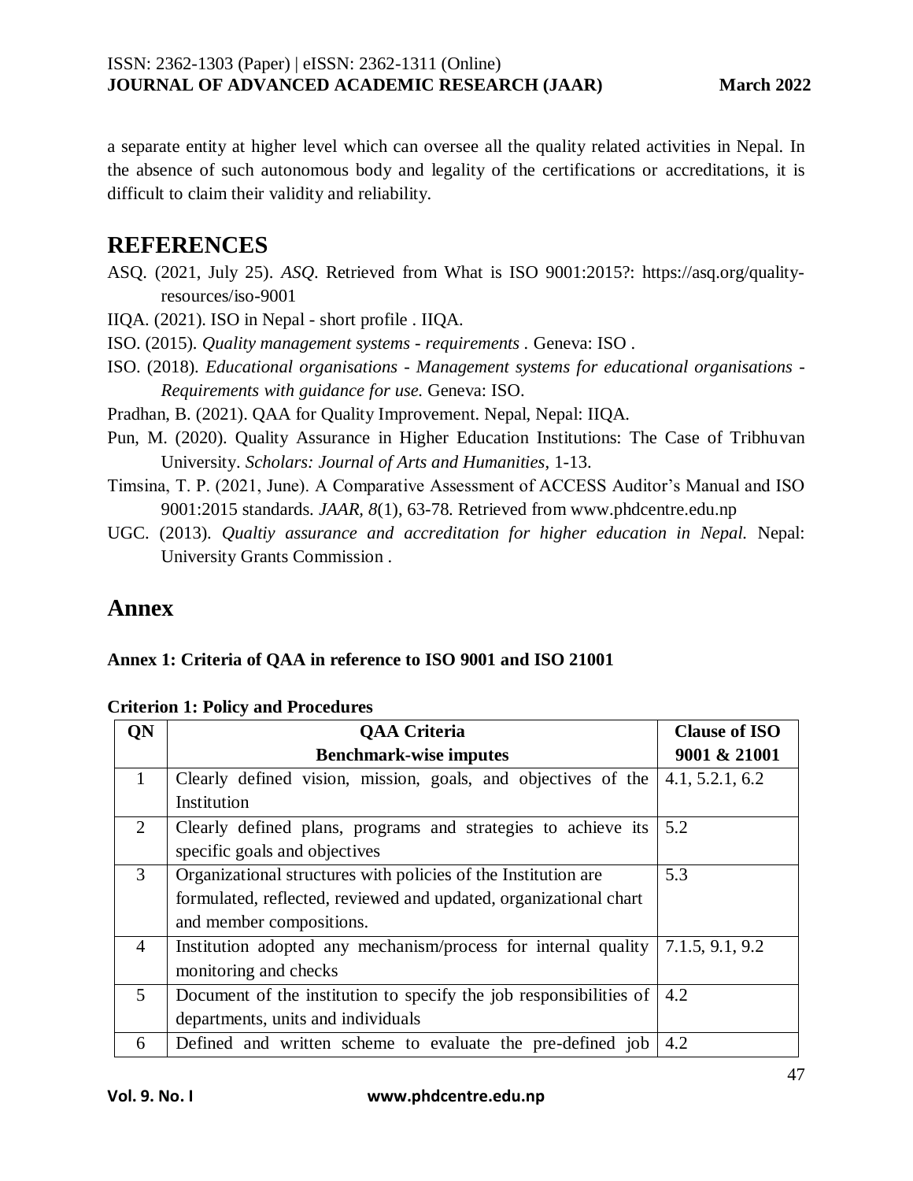a separate entity at higher level which can oversee all the quality related activities in Nepal. In the absence of such autonomous body and legality of the certifications or accreditations, it is difficult to claim their validity and reliability.

## REFERENCES

ASQ. (2021, July 25). *ASQ*. Retrieved from What is ISO 9001:2015?: https://asq.org/quality-resources/iso-9001

IIQA. (2021). ISO in Nepal - short profile . IIQA.

ISO. (2015). *Quality management systems - requirements* . Geneva: ISO .

ISO. (2018). *Educational organisations - Management systems for educational organisations - Requirements with guidance for use.* Geneva: ISO.

Pradhan, B. (2021). QAA for Quality Improvement. Nepal, Nepal: IIQA.

Pun, M. (2020). Quality Assurance in Higher Education Institutions: The Case of Tribhuvan University. *Scholars: Journal of Arts and Humanities*, 1-13.

Timsina, T. P. (2021, June). A Comparative Assessment of ACCESS Auditor's Manual and ISO 9001:2015 standards. *JAAR, 8*(1), 63-78. Retrieved from www.phdcentre.edu.np

UGC. (2013). *Qualtiy assurance and accreditation for higher education in Nepal.* Nepal: University Grants Commission .

## Annex

**Annex 1: Criteria of QAA in reference to ISO 9001 and ISO 21001**

**Criterion 1: Policy and Procedures**

| QN | QAA Criteria Benchmark-wise imputes | Clause of ISO 9001 & 21001 |
|---|---|---|
| 1 | Clearly defined vision, mission, goals, and objectives of the Institution | 4.1, 5.2.1, 6.2 |
| 2 | Clearly defined plans, programs and strategies to achieve its specific goals and objectives | 5.2 |
| 3 | Organizational structures with policies of the Institution are formulated, reflected, reviewed and updated, organizational chart and member compositions. | 5.3 |
| 4 | Institution adopted any mechanism/process for internal quality monitoring and checks | 7.1.5, 9.1, 9.2 |
| 5 | Document of the institution to specify the job responsibilities of departments, units and individuals | 4.2 |
| 6 | Defined and written scheme to evaluate the pre-defined job | 4.2 |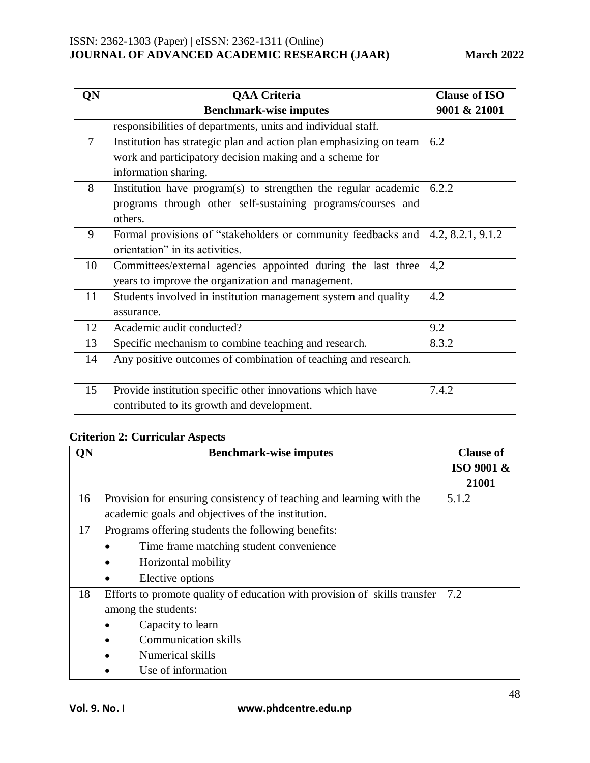| QN | QAA Criteria Benchmark-wise imputes | Clause of ISO 9001 & 21001 |
|---|---|---|
| | responsibilities of departments, units and individual staff. | |
| 7 | Institution has strategic plan and action plan emphasizing on team work and participatory decision making and a scheme for information sharing. | 6.2 |
| 8 | Institution have program(s) to strengthen the regular academic programs through other self-sustaining programs/courses and others. | 6.2.2 |
| 9 | Formal provisions of "stakeholders or community feedbacks and orientation" in its activities. | 4.2, 8.2.1, 9.1.2 |
| 10 | Committees/external agencies appointed during the last three years to improve the organization and management. | 4,2 |
| 11 | Students involved in institution management system and quality assurance. | 4.2 |
| 12 | Academic audit conducted? | 9.2 |
| 13 | Specific mechanism to combine teaching and research. | 8.3.2 |
| 14 | Any positive outcomes of combination of teaching and research. | |
| 15 | Provide institution specific other innovations which have contributed to its growth and development. | 7.4.2 |

**Criterion 2: Curricular Aspects**

| QN | Benchmark-wise imputes | Clause of ISO 9001 & 21001 |
|---|---|---|
| 16 | Provision for ensuring consistency of teaching and learning with the academic goals and objectives of the institution. | 5.1.2 |
| 17 | Programs offering students the following benefits: <br>• Time frame matching student convenience <br>• Horizontal mobility <br>• Elective options | |
| 18 | Efforts to promote quality of education with provision of skills transfer among the students: <br>• Capacity to learn <br>• Communication skills <br>• Numerical skills <br>• Use of information | 7.2 |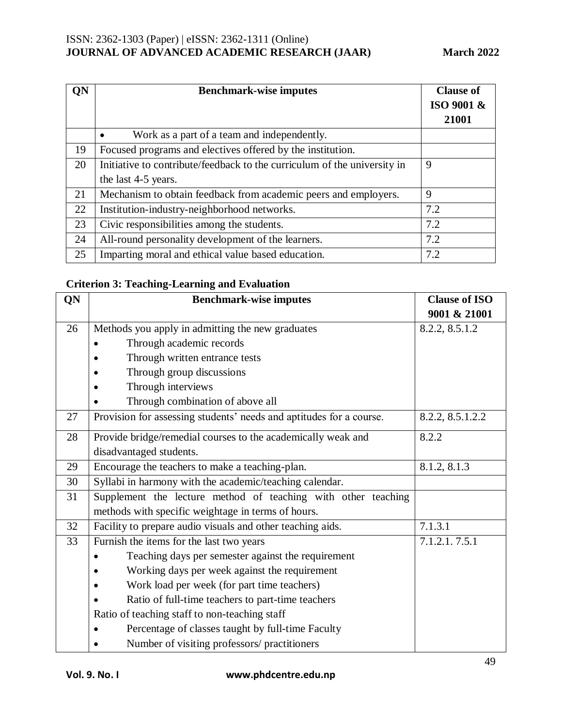| QN | Benchmark-wise imputes | Clause of ISO 9001 & 21001 |
|---|---|---|
| | • Work as a part of a team and independently. | |
| 19 | Focused programs and electives offered by the institution. | |
| 20 | Initiative to contribute/feedback to the curriculum of the university in the last 4-5 years. | 9 |
| 21 | Mechanism to obtain feedback from academic peers and employers. | 9 |
| 22 | Institution-industry-neighborhood networks. | 7.2 |
| 23 | Civic responsibilities among the students. | 7.2 |
| 24 | All-round personality development of the learners. | 7.2 |
| 25 | Imparting moral and ethical value based education. | 7.2 |

**Criterion 3: Teaching-Learning and Evaluation**

| QN | Benchmark-wise imputes | Clause of ISO 9001 & 21001 |
|---|---|---|
| 26 | Methods you apply in admitting the new graduates<br>• Through academic records<br>• Through written entrance tests<br>• Through group discussions<br>• Through interviews<br>• Through combination of above all | 8.2.2, 8.5.1.2 |
| 27 | Provision for assessing students' needs and aptitudes for a course. | 8.2.2, 8.5.1.2.2 |
| 28 | Provide bridge/remedial courses to the academically weak and disadvantaged students. | 8.2.2 |
| 29 | Encourage the teachers to make a teaching-plan. | 8.1.2, 8.1.3 |
| 30 | Syllabi in harmony with the academic/teaching calendar. | |
| 31 | Supplement the lecture method of teaching with other teaching methods with specific weightage in terms of hours. | |
| 32 | Facility to prepare audio visuals and other teaching aids. | 7.1.3.1 |
| 33 | Furnish the items for the last two years<br>• Teaching days per semester against the requirement<br>• Working days per week against the requirement<br>• Work load per week (for part time teachers)<br>• Ratio of full-time teachers to part-time teachers<br>Ratio of teaching staff to non-teaching staff<br>• Percentage of classes taught by full-time Faculty<br>• Number of visiting professors/ practitioners | 7.1.2.1. 7.5.1 |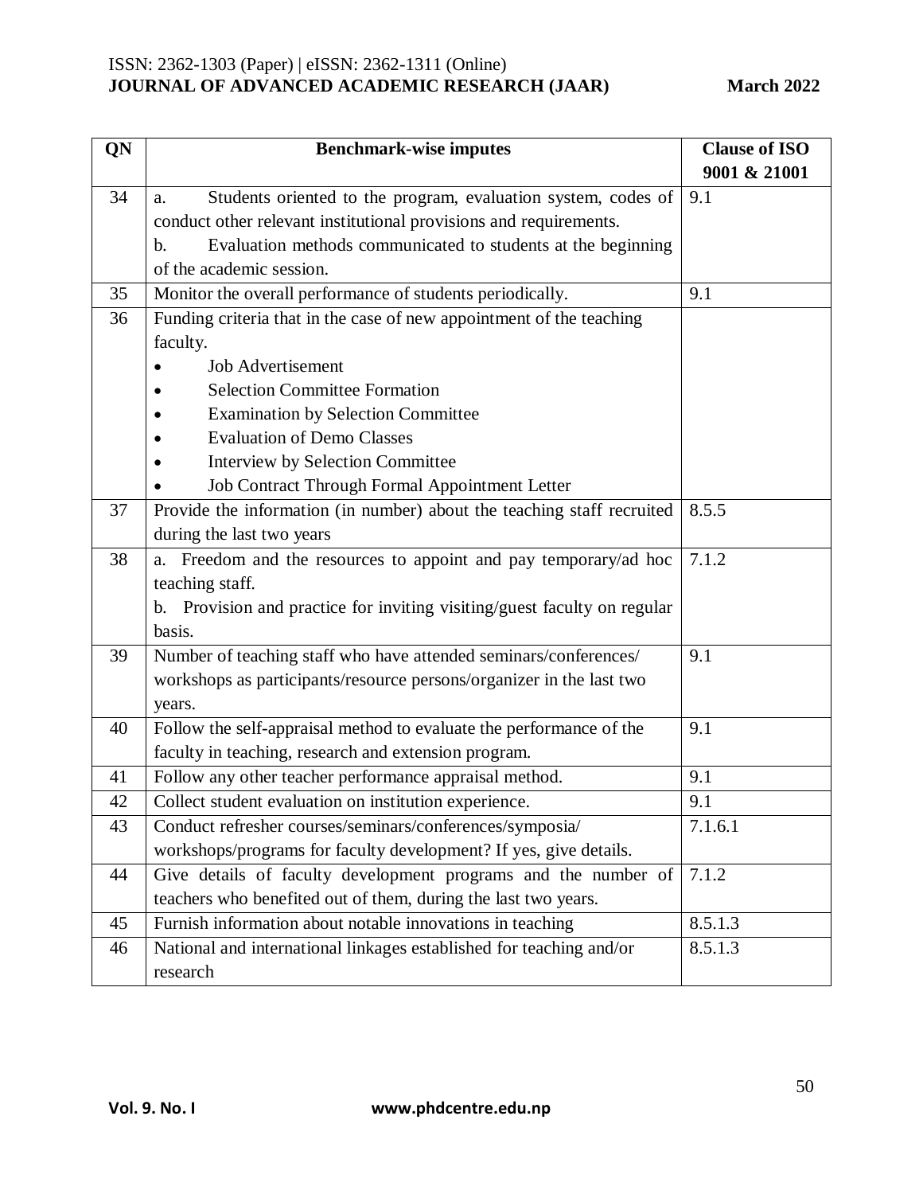| QN | Benchmark-wise imputes | Clause of ISO 9001 & 21001 |
|---|---|---|
| 34 | a. Students oriented to the program, evaluation system, codes of conduct other relevant institutional provisions and requirements.<br>b. Evaluation methods communicated to students at the beginning of the academic session. | 9.1 |
| 35 | Monitor the overall performance of students periodically. | 9.1 |
| 36 | Funding criteria that in the case of new appointment of the teaching faculty.<br>• Job Advertisement<br>• Selection Committee Formation<br>• Examination by Selection Committee<br>• Evaluation of Demo Classes<br>• Interview by Selection Committee<br>• Job Contract Through Formal Appointment Letter | |
| 37 | Provide the information (in number) about the teaching staff recruited during the last two years | 8.5.5 |
| 38 | a. Freedom and the resources to appoint and pay temporary/ad hoc teaching staff.<br>b. Provision and practice for inviting visiting/guest faculty on regular basis. | 7.1.2 |
| 39 | Number of teaching staff who have attended seminars/conferences/ workshops as participants/resource persons/organizer in the last two years. | 9.1 |
| 40 | Follow the self-appraisal method to evaluate the performance of the faculty in teaching, research and extension program. | 9.1 |
| 41 | Follow any other teacher performance appraisal method. | 9.1 |
| 42 | Collect student evaluation on institution experience. | 9.1 |
| 43 | Conduct refresher courses/seminars/conferences/symposia/ workshops/programs for faculty development? If yes, give details. | 7.1.6.1 |
| 44 | Give details of faculty development programs and the number of teachers who benefited out of them, during the last two years. | 7.1.2 |
| 45 | Furnish information about notable innovations in teaching | 8.5.1.3 |
| 46 | National and international linkages established for teaching and/or research | 8.5.1.3 |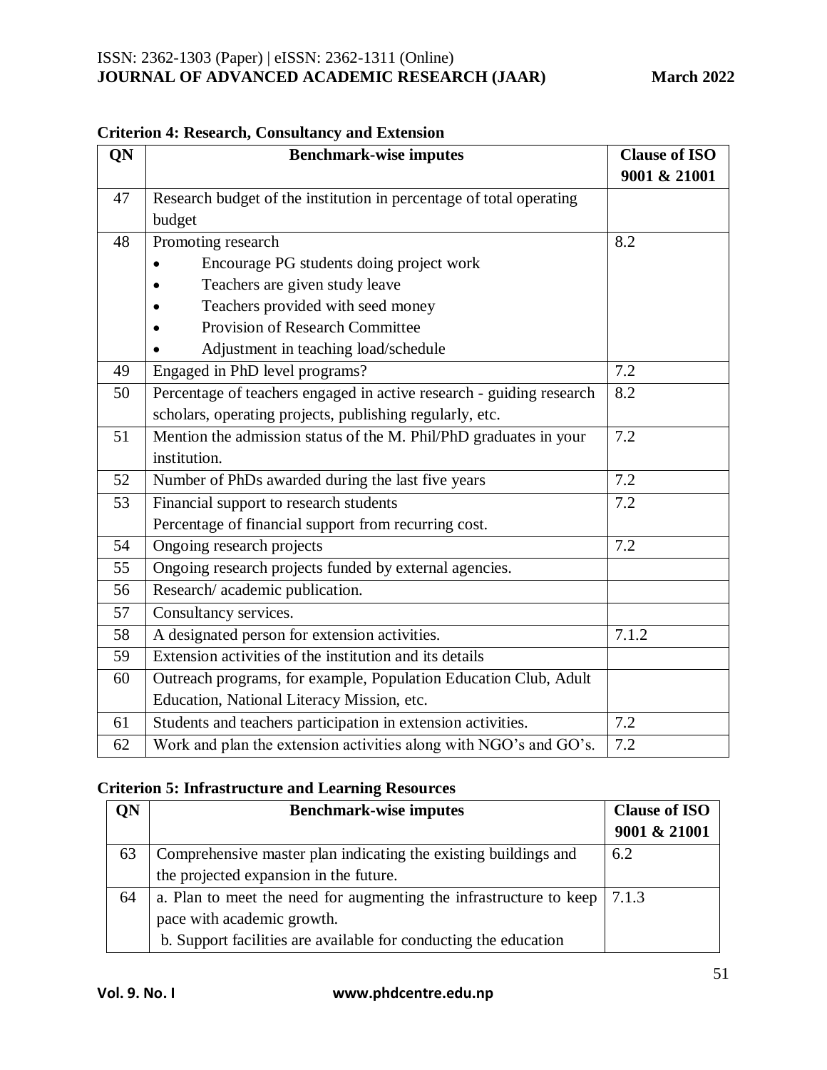**Criterion 4: Research, Consultancy and Extension**

| QN | Benchmark-wise imputes | Clause of ISO 9001 & 21001 |
|---|---|---|
| 47 | Research budget of the institution in percentage of total operating budget | |
| 48 | Promoting research<br>• Encourage PG students doing project work<br>• Teachers are given study leave<br>• Teachers provided with seed money<br>• Provision of Research Committee<br>• Adjustment in teaching load/schedule | 8.2 |
| 49 | Engaged in PhD level programs? | 7.2 |
| 50 | Percentage of teachers engaged in active research - guiding research scholars, operating projects, publishing regularly, etc. | 8.2 |
| 51 | Mention the admission status of the M. Phil/PhD graduates in your institution. | 7.2 |
| 52 | Number of PhDs awarded during the last five years | 7.2 |
| 53 | Financial support to research students<br>Percentage of financial support from recurring cost. | 7.2 |
| 54 | Ongoing research projects | 7.2 |
| 55 | Ongoing research projects funded by external agencies. | |
| 56 | Research/ academic publication. | |
| 57 | Consultancy services. | |
| 58 | A designated person for extension activities. | 7.1.2 |
| 59 | Extension activities of the institution and its details | |
| 60 | Outreach programs, for example, Population Education Club, Adult Education, National Literacy Mission, etc. | |
| 61 | Students and teachers participation in extension activities. | 7.2 |
| 62 | Work and plan the extension activities along with NGO's and GO's. | 7.2 |

**Criterion 5: Infrastructure and Learning Resources**

| QN | Benchmark-wise imputes | Clause of ISO 9001 & 21001 |
|---|---|---|
| 63 | Comprehensive master plan indicating the existing buildings and the projected expansion in the future. | 6.2 |
| 64 | a. Plan to meet the need for augmenting the infrastructure to keep pace with academic growth.<br>b. Support facilities are available for conducting the education | 7.1.3 |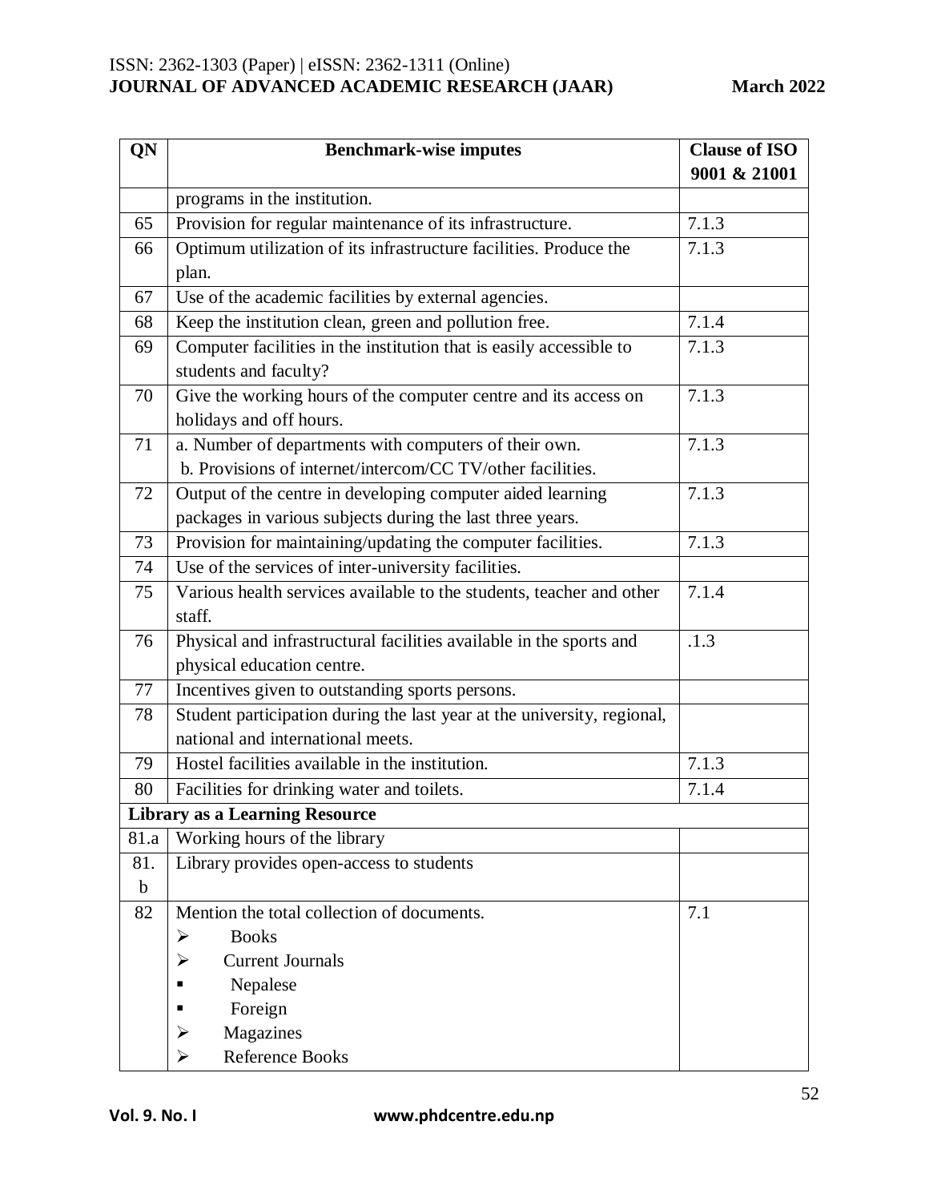| QN | Benchmark-wise imputes | Clause of ISO 9001 & 21001 |
|---|---|---|
| | programs in the institution. | |
| 65 | Provision for regular maintenance of its infrastructure. | 7.1.3 |
| 66 | Optimum utilization of its infrastructure facilities. Produce the plan. | 7.1.3 |
| 67 | Use of the academic facilities by external agencies. | |
| 68 | Keep the institution clean, green and pollution free. | 7.1.4 |
| 69 | Computer facilities in the institution that is easily accessible to students and faculty? | 7.1.3 |
| 70 | Give the working hours of the computer centre and its access on holidays and off hours. | 7.1.3 |
| 71 | a. Number of departments with computers of their own.<br>b. Provisions of internet/intercom/CC TV/other facilities. | 7.1.3 |
| 72 | Output of the centre in developing computer aided learning packages in various subjects during the last three years. | 7.1.3 |
| 73 | Provision for maintaining/updating the computer facilities. | 7.1.3 |
| 74 | Use of the services of inter-university facilities. | |
| 75 | Various health services available to the students, teacher and other staff. | 7.1.4 |
| 76 | Physical and infrastructural facilities available in the sports and physical education centre. | .1.3 |
| 77 | Incentives given to outstanding sports persons. | |
| 78 | Student participation during the last year at the university, regional, national and international meets. | |
| 79 | Hostel facilities available in the institution. | 7.1.3 |
| 80 | Facilities for drinking water and toilets. | 7.1.4 |
| **Library as a Learning Resource** | | |
| 81.a | Working hours of the library | |
| 81.b | Library provides open-access to students | |
| 82 | Mention the total collection of documents.<br>➢ Books<br>➢ Current Journals<br>▪ Nepalese<br>▪ Foreign<br>➢ Magazines<br>➢ Reference Books | 7.1 |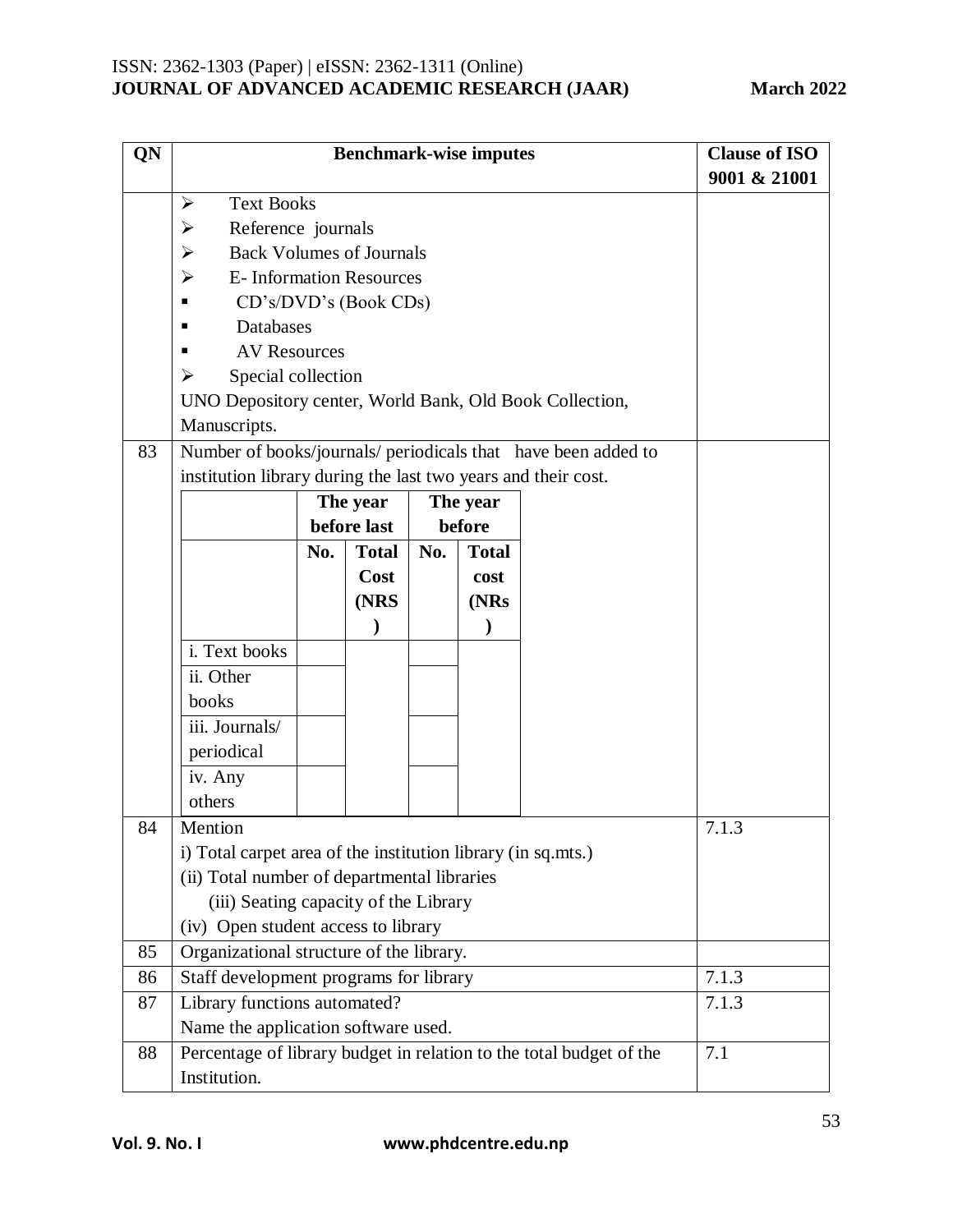| QN | Benchmark-wise imputes | Clause of ISO 9001 & 21001 |
|---|---|---|
| | ➢ Text Books<br>➢ Reference journals<br>➢ Back Volumes of Journals<br>➢ E- Information Resources<br>▪ CD's/DVD's (Book CDs)<br>▪ Databases<br>▪ AV Resources<br>➢ Special collection<br>UNO Depository center, World Bank, Old Book Collection, Manuscripts. | |
| 83 | Number of books/journals/ periodicals that have been added to institution library during the last two years and their cost. | |
| 84 | Mention<br>i) Total carpet area of the institution library (in sq.mts.)<br>(ii) Total number of departmental libraries<br>(iii) Seating capacity of the Library<br>(iv) Open student access to library | 7.1.3 |
| 85 | Organizational structure of the library. | |
| 86 | Staff development programs for library | 7.1.3 |
| 87 | Library functions automated?<br>Name the application software used. | 7.1.3 |
| 88 | Percentage of library budget in relation to the total budget of the Institution. | 7.1 |

Table for QN 83:

| | The year before last | | The year before | |
|---|---|---|---|---|
| | No. | Total Cost (NRS) | No. | Total cost (NRs) |
| i. Text books | | | | |
| ii. Other books | | | | |
| iii. Journals/ periodical | | | | |
| iv. Any others | | | | |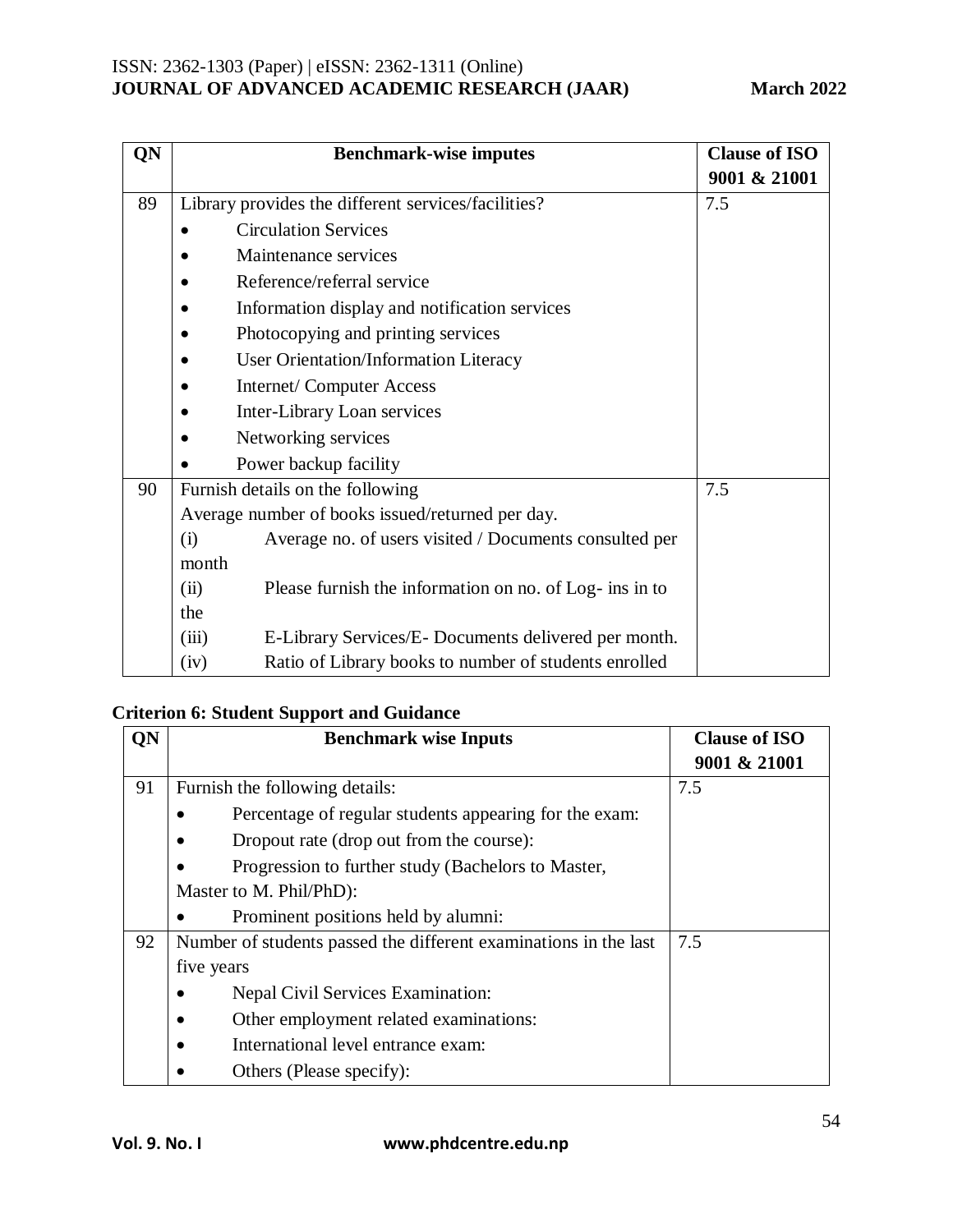| QN | Benchmark-wise imputes | Clause of ISO 9001 & 21001 |
|---|---|---|
| 89 | Library provides the different services/facilities?<br>• Circulation Services<br>• Maintenance services<br>• Reference/referral service<br>• Information display and notification services<br>• Photocopying and printing services<br>• User Orientation/Information Literacy<br>• Internet/ Computer Access<br>• Inter-Library Loan services<br>• Networking services<br>• Power backup facility | 7.5 |
| 90 | Furnish details on the following<br>Average number of books issued/returned per day.<br>(i) Average no. of users visited / Documents consulted per month<br>(ii) Please furnish the information on no. of Log- ins in to the<br>(iii) E-Library Services/E- Documents delivered per month.<br>(iv) Ratio of Library books to number of students enrolled | 7.5 |

**Criterion 6: Student Support and Guidance**

| QN | Benchmark wise Inputs | Clause of ISO 9001 & 21001 |
|---|---|---|
| 91 | Furnish the following details:<br>• Percentage of regular students appearing for the exam:<br>• Dropout rate (drop out from the course):<br>• Progression to further study (Bachelors to Master, Master to M. Phil/PhD):<br>• Prominent positions held by alumni: | 7.5 |
| 92 | Number of students passed the different examinations in the last five years<br>• Nepal Civil Services Examination:<br>• Other employment related examinations:<br>• International level entrance exam:<br>• Others (Please specify): | 7.5 |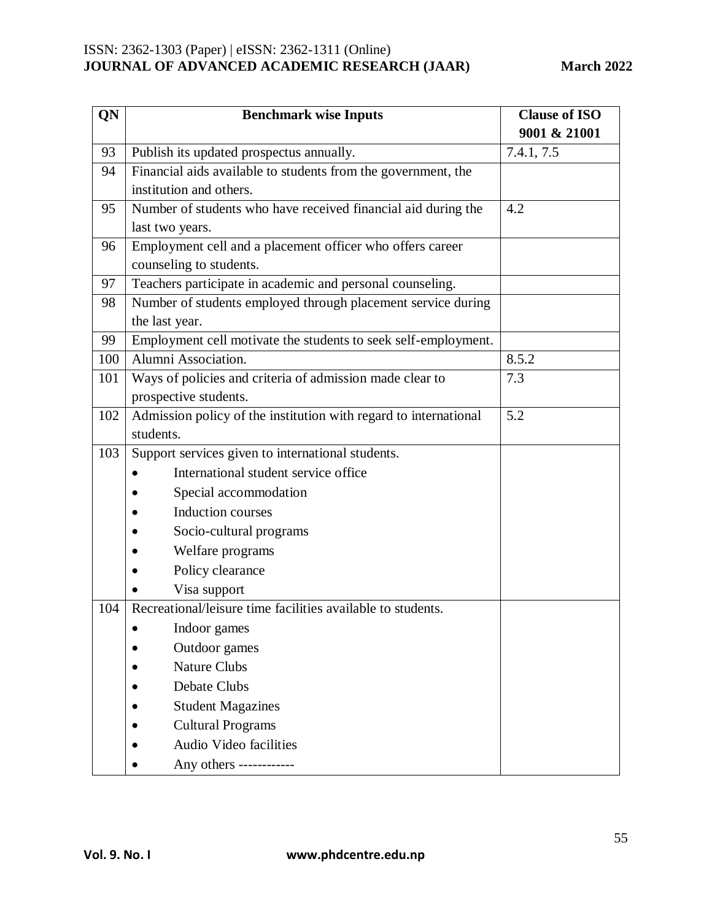| QN | Benchmark wise Inputs | Clause of ISO 9001 & 21001 |
|---|---|---|
| 93 | Publish its updated prospectus annually. | 7.4.1, 7.5 |
| 94 | Financial aids available to students from the government, the institution and others. | |
| 95 | Number of students who have received financial aid during the last two years. | 4.2 |
| 96 | Employment cell and a placement officer who offers career counseling to students. | |
| 97 | Teachers participate in academic and personal counseling. | |
| 98 | Number of students employed through placement service during the last year. | |
| 99 | Employment cell motivate the students to seek self-employment. | |
| 100 | Alumni Association. | 8.5.2 |
| 101 | Ways of policies and criteria of admission made clear to prospective students. | 7.3 |
| 102 | Admission policy of the institution with regard to international students. | 5.2 |
| 103 | Support services given to international students.<br>• International student service office<br>• Special accommodation<br>• Induction courses<br>• Socio-cultural programs<br>• Welfare programs<br>• Policy clearance<br>• Visa support | |
| 104 | Recreational/leisure time facilities available to students.<br>• Indoor games<br>• Outdoor games<br>• Nature Clubs<br>• Debate Clubs<br>• Student Magazines<br>• Cultural Programs<br>• Audio Video facilities<br>• Any others ------------ | |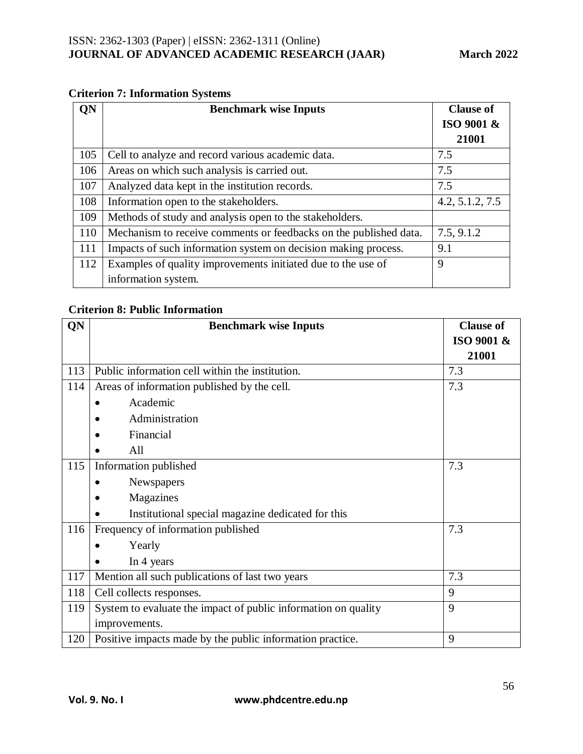**Criterion 7: Information Systems**

| QN | Benchmark wise Inputs | Clause of ISO 9001 & 21001 |
|---|---|---|
| 105 | Cell to analyze and record various academic data. | 7.5 |
| 106 | Areas on which such analysis is carried out. | 7.5 |
| 107 | Analyzed data kept in the institution records. | 7.5 |
| 108 | Information open to the stakeholders. | 4.2, 5.1.2, 7.5 |
| 109 | Methods of study and analysis open to the stakeholders. | |
| 110 | Mechanism to receive comments or feedbacks on the published data. | 7.5, 9.1.2 |
| 111 | Impacts of such information system on decision making process. | 9.1 |
| 112 | Examples of quality improvements initiated due to the use of information system. | 9 |

**Criterion 8: Public Information**

| QN | Benchmark wise Inputs | Clause of ISO 9001 & 21001 |
|---|---|---|
| 113 | Public information cell within the institution. | 7.3 |
| 114 | Areas of information published by the cell.<br>• Academic<br>• Administration<br>• Financial<br>• All | 7.3 |
| 115 | Information published<br>• Newspapers<br>• Magazines<br>• Institutional special magazine dedicated for this | 7.3 |
| 116 | Frequency of information published<br>• Yearly<br>• In 4 years | 7.3 |
| 117 | Mention all such publications of last two years | 7.3 |
| 118 | Cell collects responses. | 9 |
| 119 | System to evaluate the impact of public information on quality improvements. | 9 |
| 120 | Positive impacts made by the public information practice. | 9 |